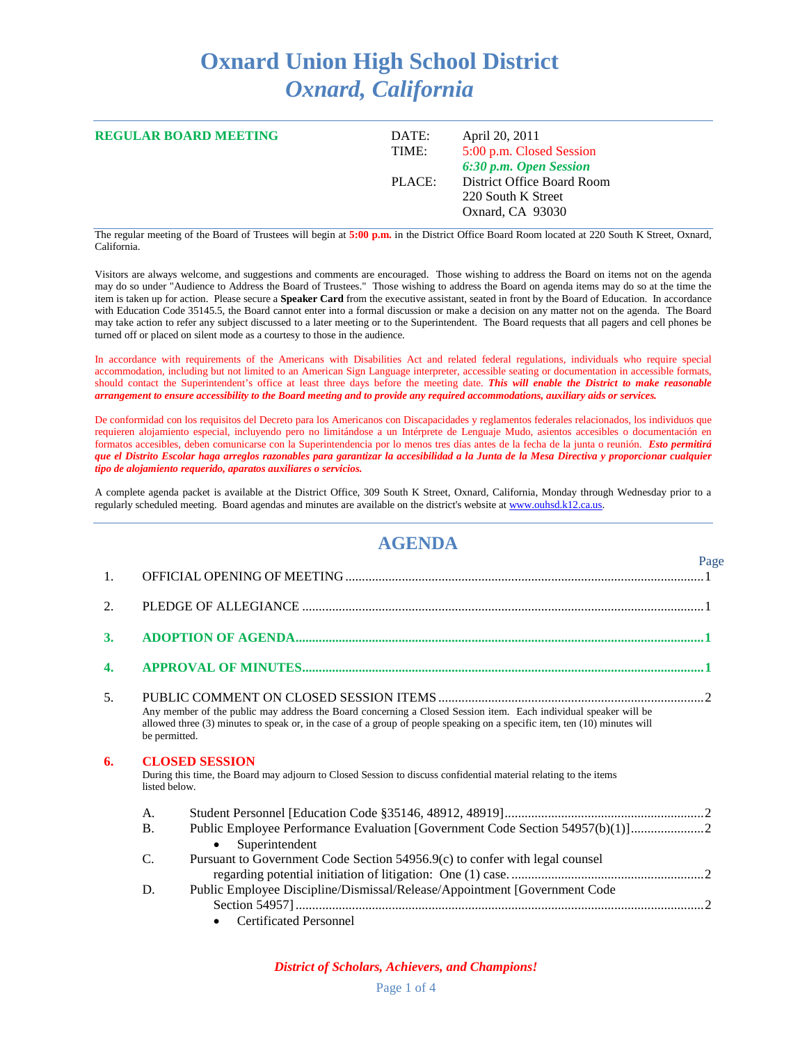# Oxnard Union High School District
## *Oxnard, California*

**REGULAR BOARD MEETING**

| | |
|---|---|
| DATE: | April 20, 2011 |
| TIME: | 5:00 p.m. Closed Session |
| | ***6:30 p.m. Open Session*** |
| PLACE: | District Office Board Room |
| | 220 South K Street |
| | Oxnard, CA 93030 |

The regular meeting of the Board of Trustees will begin at **5:00 p.m.** in the District Office Board Room located at 220 South K Street, Oxnard, California.

Visitors are always welcome, and suggestions and comments are encouraged. Those wishing to address the Board on items not on the agenda may do so under "Audience to Address the Board of Trustees." Those wishing to address the Board on agenda items may do so at the time the item is taken up for action. Please secure a **Speaker Card** from the executive assistant, seated in front by the Board of Education. In accordance with Education Code 35145.5, the Board cannot enter into a formal discussion or make a decision on any matter not on the agenda. The Board may take action to refer any subject discussed to a later meeting or to the Superintendent. The Board requests that all pagers and cell phones be turned off or placed on silent mode as a courtesy to those in the audience.

In accordance with requirements of the Americans with Disabilities Act and related federal regulations, individuals who require special accommodation, including but not limited to an American Sign Language interpreter, accessible seating or documentation in accessible formats, should contact the Superintendent's office at least three days before the meeting date. ***This will enable the District to make reasonable arrangement to ensure accessibility to the Board meeting and to provide any required accommodations, auxiliary aids or services.***

De conformidad con los requisitos del Decreto para los Americanos con Discapacidades y reglamentos federales relacionados, los individuos que requieren alojamiento especial, incluyendo pero no limitándose a un Intérprete de Lenguaje Mudo, asientos accesibles o documentación en formatos accesibles, deben comunicarse con la Superintendencia por lo menos tres días antes de la fecha de la junta o reunión. ***Esto permitirá que el Distrito Escolar haga arreglos razonables para garantizar la accesibilidad a la Junta de la Mesa Directiva y proporcionar cualquier tipo de alojamiento requerido, aparatos auxiliares o servicios.***

A complete agenda packet is available at the District Office, 309 South K Street, Oxnard, California, Monday through Wednesday prior to a regularly scheduled meeting. Board agendas and minutes are available on the district's website at www.ouhsd.k12.ca.us.

## AGENDA

| | | Page |
|---|---|---|
| 1. | OFFICIAL OPENING OF MEETING | 1 |
| 2. | PLEDGE OF ALLEGIANCE | 1 |
| **3.** | **ADOPTION OF AGENDA** | **1** |
| **4.** | **APPROVAL OF MINUTES** | **1** |
| 5. | PUBLIC COMMENT ON CLOSED SESSION ITEMS | 2 |

Any member of the public may address the Board concerning a Closed Session item. Each individual speaker will be allowed three (3) minutes to speak or, in the case of a group of people speaking on a specific item, ten (10) minutes will be permitted.

**6. CLOSED SESSION**

During this time, the Board may adjourn to Closed Session to discuss confidential material relating to the items listed below.

- A. Student Personnel [Education Code §35146, 48912, 48919] ... 2
- B. Public Employee Performance Evaluation [Government Code Section 54957(b)(1)] ... 2
  - Superintendent
- C. Pursuant to Government Code Section 54956.9(c) to confer with legal counsel regarding potential initiation of litigation: One (1) case. ... 2
- D. Public Employee Discipline/Dismissal/Release/Appointment [Government Code Section 54957] ... 2
  - Certificated Personnel

*District of Scholars, Achievers, and Champions!*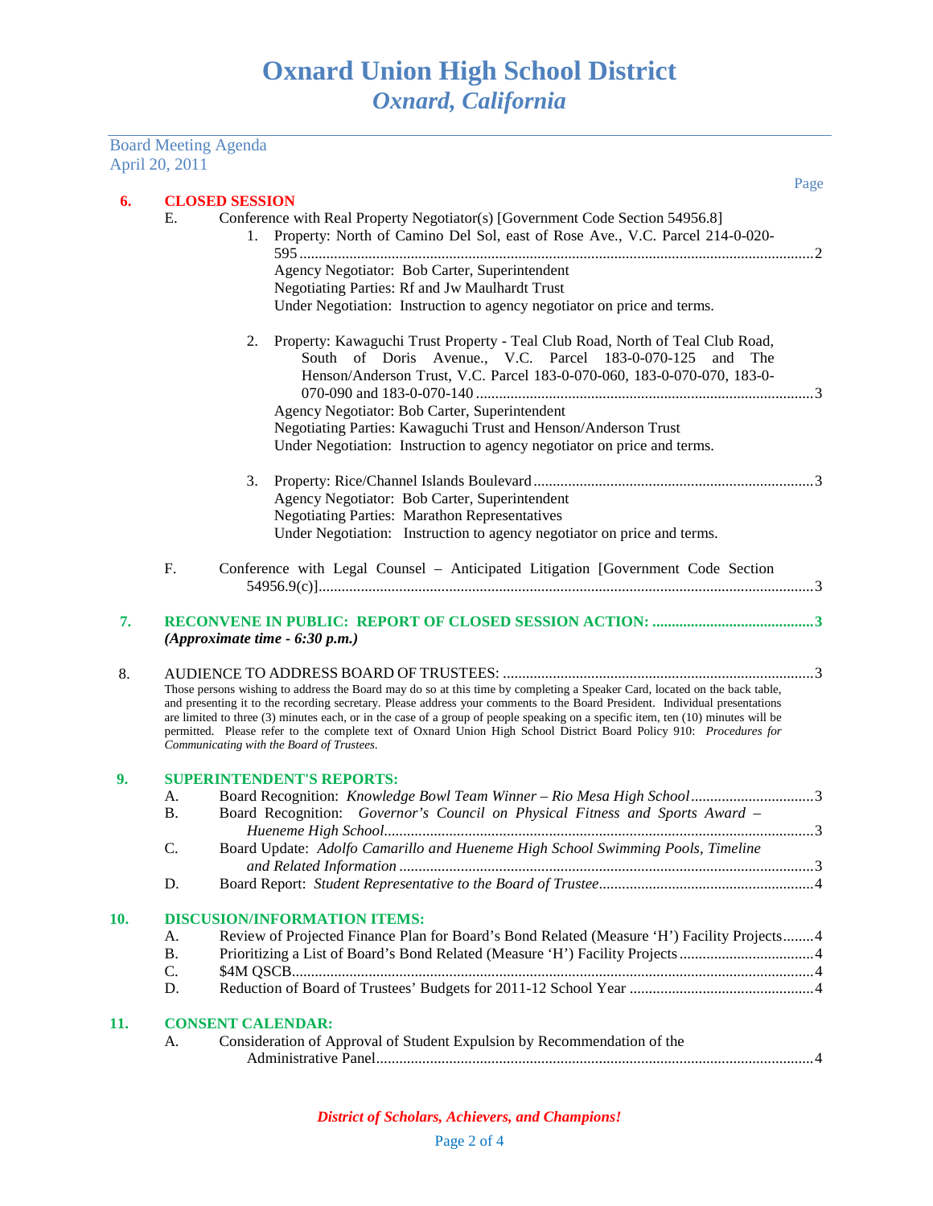Board Meeting Agenda
April 20, 2011

Page

**6. CLOSED SESSION**

E. Conference with Real Property Negotiator(s) [Government Code Section 54956.8]

1. Property: North of Camino Del Sol, east of Rose Ave., V.C. Parcel 214-0-020-595 ....................2
   Agency Negotiator: Bob Carter, Superintendent
   Negotiating Parties: Rf and Jw Maulhardt Trust
   Under Negotiation: Instruction to agency negotiator on price and terms.

2. Property: Kawaguchi Trust Property - Teal Club Road, North of Teal Club Road, South of Doris Avenue., V.C. Parcel 183-0-070-125 and The Henson/Anderson Trust, V.C. Parcel 183-0-070-060, 183-0-070-070, 183-0-070-090 and 183-0-070-140 ....................3
   Agency Negotiator: Bob Carter, Superintendent
   Negotiating Parties: Kawaguchi Trust and Henson/Anderson Trust
   Under Negotiation: Instruction to agency negotiator on price and terms.

3. Property: Rice/Channel Islands Boulevard ....................3
   Agency Negotiator: Bob Carter, Superintendent
   Negotiating Parties: Marathon Representatives
   Under Negotiation: Instruction to agency negotiator on price and terms.

F. Conference with Legal Counsel – Anticipated Litigation [Government Code Section 54956.9(c)] ....................3

**7. RECONVENE IN PUBLIC: REPORT OF CLOSED SESSION ACTION: ....................3**
***(Approximate time - 6:30 p.m.)***

8. AUDIENCE TO ADDRESS BOARD OF TRUSTEES: ....................3
Those persons wishing to address the Board may do so at this time by completing a Speaker Card, located on the back table, and presenting it to the recording secretary. Please address your comments to the Board President. Individual presentations are limited to three (3) minutes each, or in the case of a group of people speaking on a specific item, ten (10) minutes will be permitted. Please refer to the complete text of Oxnard Union High School District Board Policy 910: *Procedures for Communicating with the Board of Trustees.*

**9. SUPERINTENDENT'S REPORTS:**

A. Board Recognition: *Knowledge Bowl Team Winner – Rio Mesa High School* ....................3
B. Board Recognition: *Governor's Council on Physical Fitness and Sports Award – Hueneme High School* ....................3
C. Board Update: *Adolfo Camarillo and Hueneme High School Swimming Pools, Timeline and Related Information* ....................3
D. Board Report: *Student Representative to the Board of Trustee* ....................4

**10. DISCUSION/INFORMATION ITEMS:**

A. Review of Projected Finance Plan for Board's Bond Related (Measure 'H') Facility Projects ....................4
B. Prioritizing a List of Board's Bond Related (Measure 'H') Facility Projects ....................4
C. $4M QSCB ....................4
D. Reduction of Board of Trustees' Budgets for 2011-12 School Year ....................4

**11. CONSENT CALENDAR:**

A. Consideration of Approval of Student Expulsion by Recommendation of the Administrative Panel ....................4

***District of Scholars, Achievers, and Champions!***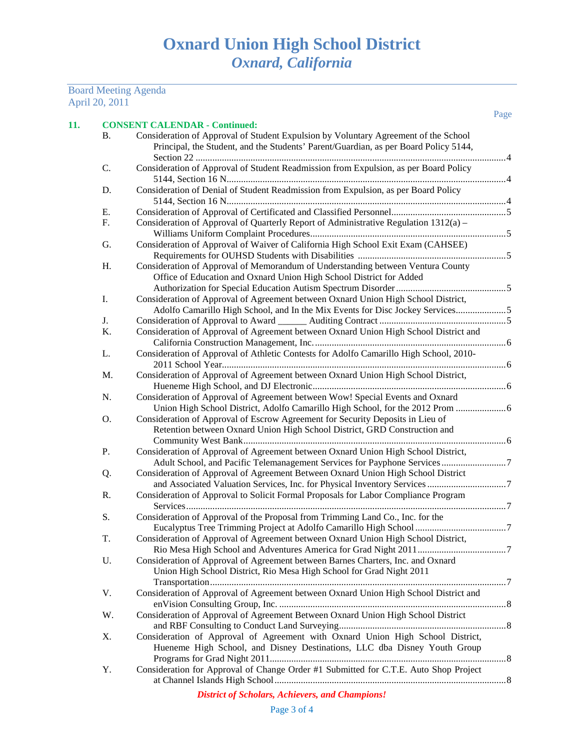Board Meeting Agenda
April 20, 2011

Page

**11. CONSENT CALENDAR - Continued:**

B. Consideration of Approval of Student Expulsion by Voluntary Agreement of the School Principal, the Student, and the Students' Parent/Guardian, as per Board Policy 5144, Section 22 ....4

C. Consideration of Approval of Student Readmission from Expulsion, as per Board Policy 5144, Section 16 N....4

D. Consideration of Denial of Student Readmission from Expulsion, as per Board Policy 5144, Section 16 N....4

E. Consideration of Approval of Certificated and Classified Personnel....5

F. Consideration of Approval of Quarterly Report of Administrative Regulation 1312(a) – Williams Uniform Complaint Procedures....5

G. Consideration of Approval of Waiver of California High School Exit Exam (CAHSEE) Requirements for OUHSD Students with Disabilities ....5

H. Consideration of Approval of Memorandum of Understanding between Ventura County Office of Education and Oxnard Union High School District for Added Authorization for Special Education Autism Spectrum Disorder....5

I. Consideration of Approval of Agreement between Oxnard Union High School District, Adolfo Camarillo High School, and In the Mix Events for Disc Jockey Services....5

J. Consideration of Approval to Award ______ Auditing Contract....5

K. Consideration of Approval of Agreement between Oxnard Union High School District and California Construction Management, Inc.....6

L. Consideration of Approval of Athletic Contests for Adolfo Camarillo High School, 2010-2011 School Year....6

M. Consideration of Approval of Agreement between Oxnard Union High School District, Hueneme High School, and DJ Electronic....6

N. Consideration of Approval of Agreement between Wow! Special Events and Oxnard Union High School District, Adolfo Camarillo High School, for the 2012 Prom....6

O. Consideration of Approval of Escrow Agreement for Security Deposits in Lieu of Retention between Oxnard Union High School District, GRD Construction and Community West Bank....6

P. Consideration of Approval of Agreement between Oxnard Union High School District, Adult School, and Pacific Telemanagement Services for Payphone Services....7

Q. Consideration of Approval of Agreement Between Oxnard Union High School District and Associated Valuation Services, Inc. for Physical Inventory Services....7

R. Consideration of Approval to Solicit Formal Proposals for Labor Compliance Program Services....7

S. Consideration of Approval of the Proposal from Trimming Land Co., Inc. for the Eucalyptus Tree Trimming Project at Adolfo Camarillo High School....7

T. Consideration of Approval of Agreement between Oxnard Union High School District, Rio Mesa High School and Adventures America for Grad Night 2011....7

U. Consideration of Approval of Agreement between Barnes Charters, Inc. and Oxnard Union High School District, Rio Mesa High School for Grad Night 2011 Transportation....7

V. Consideration of Approval of Agreement between Oxnard Union High School District and enVision Consulting Group, Inc. ....8

W. Consideration of Approval of Agreement Between Oxnard Union High School District and RBF Consulting to Conduct Land Surveying....8

X. Consideration of Approval of Agreement with Oxnard Union High School District, Hueneme High School, and Disney Destinations, LLC dba Disney Youth Group Programs for Grad Night 2011....8

Y. Consideration for Approval of Change Order #1 Submitted for C.T.E. Auto Shop Project at Channel Islands High School....8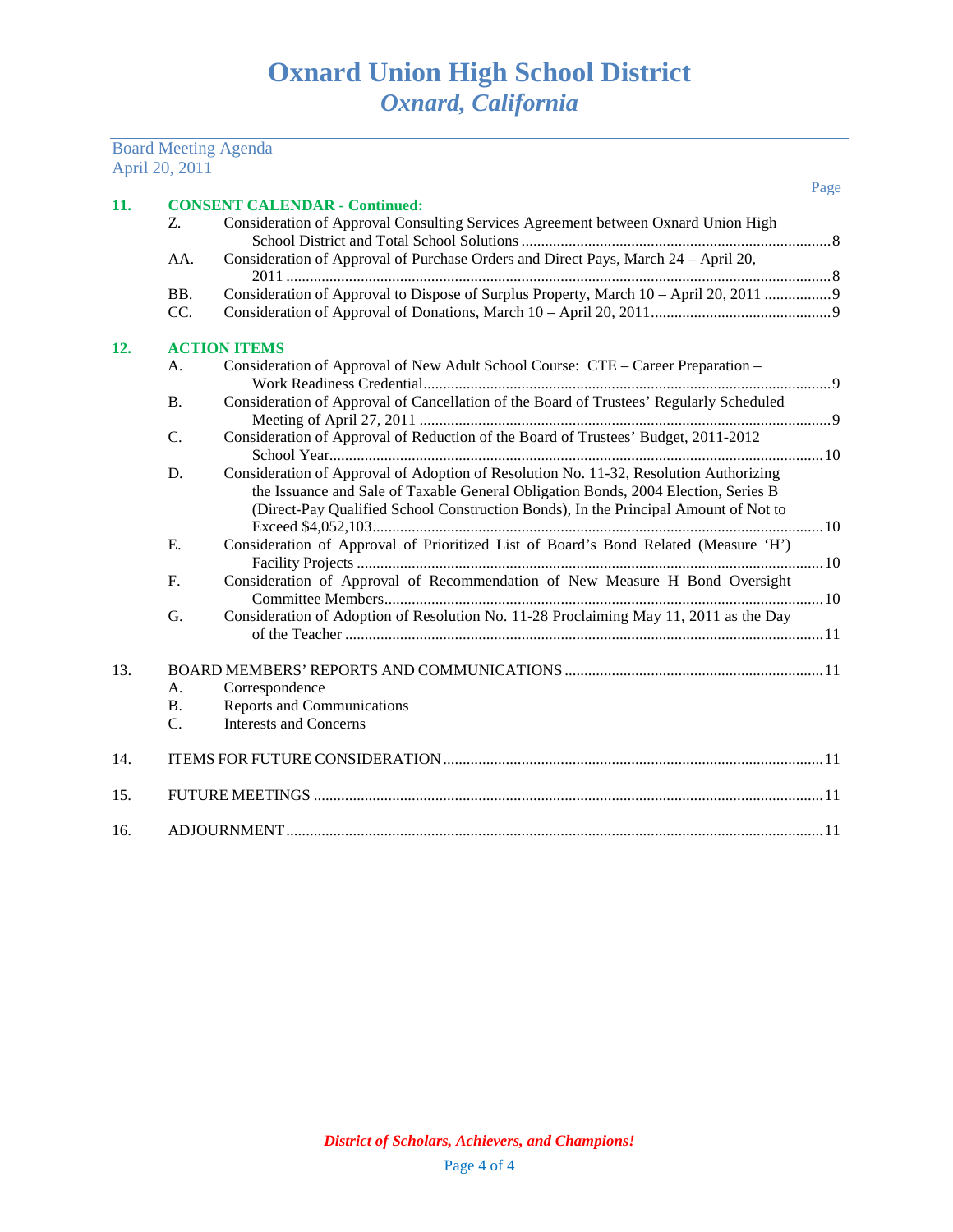# Oxnard Union High School District
## *Oxnard, California*

Board Meeting Agenda
April 20, 2011

Page

**11. CONSENT CALENDAR - Continued:**

Z. Consideration of Approval Consulting Services Agreement between Oxnard Union High School District and Total School Solutions ........ 8

AA. Consideration of Approval of Purchase Orders and Direct Pays, March 24 – April 20, 2011 ........ 8

BB. Consideration of Approval to Dispose of Surplus Property, March 10 – April 20, 2011 ........ 9

CC. Consideration of Approval of Donations, March 10 – April 20, 2011........ 9

**12. ACTION ITEMS**

A. Consideration of Approval of New Adult School Course: CTE – Career Preparation – Work Readiness Credential........ 9

B. Consideration of Approval of Cancellation of the Board of Trustees' Regularly Scheduled Meeting of April 27, 2011 ........ 9

C. Consideration of Approval of Reduction of the Board of Trustees' Budget, 2011-2012 School Year........ 10

D. Consideration of Approval of Adoption of Resolution No. 11-32, Resolution Authorizing the Issuance and Sale of Taxable General Obligation Bonds, 2004 Election, Series B (Direct-Pay Qualified School Construction Bonds), In the Principal Amount of Not to Exceed $4,052,103........ 10

E. Consideration of Approval of Prioritized List of Board's Bond Related (Measure 'H') Facility Projects ........ 10

F. Consideration of Approval of Recommendation of New Measure H Bond Oversight Committee Members........ 10

G. Consideration of Adoption of Resolution No. 11-28 Proclaiming May 11, 2011 as the Day of the Teacher ........ 11

13. BOARD MEMBERS' REPORTS AND COMMUNICATIONS ........ 11

A. Correspondence
B. Reports and Communications
C. Interests and Concerns

14. ITEMS FOR FUTURE CONSIDERATION ........ 11

15. FUTURE MEETINGS ........ 11

16. ADJOURNMENT ........ 11

*District of Scholars, Achievers, and Champions!*